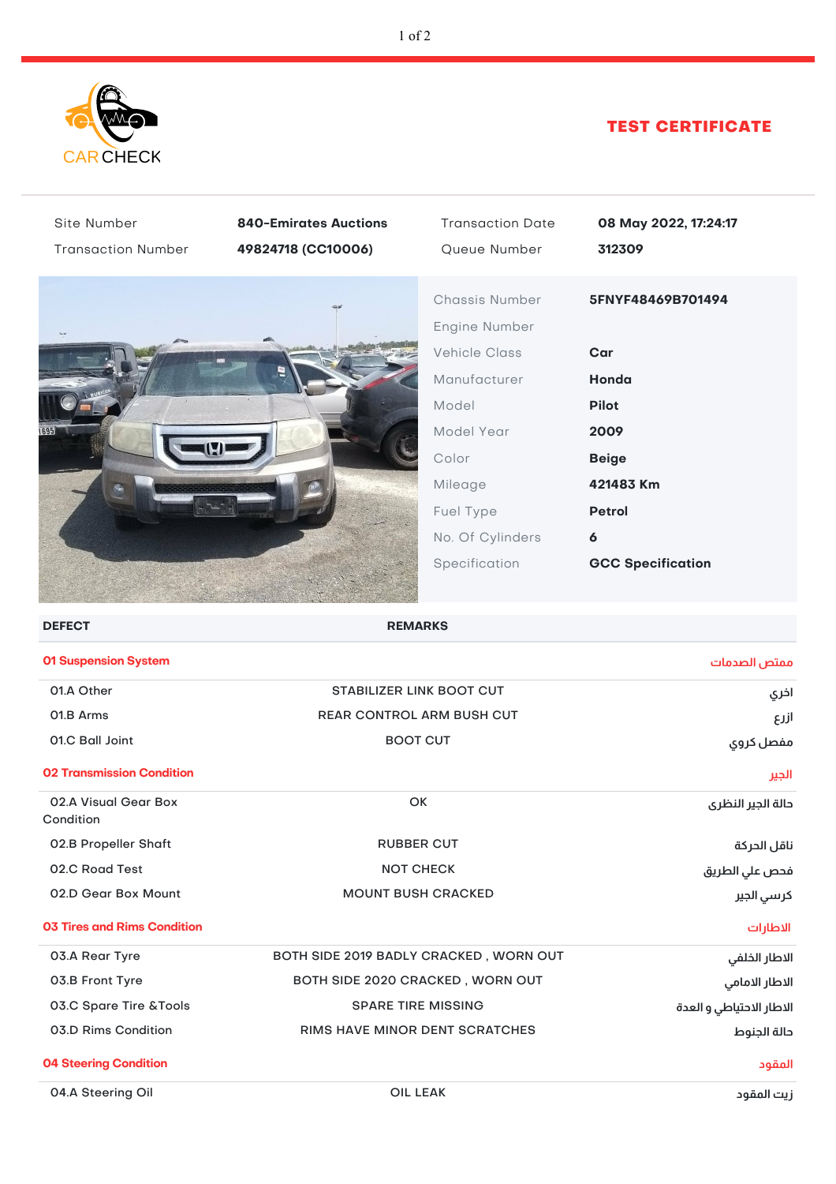CAR CHECK

# TEST CERTIFICATE

| | | | |
|---|---|---|---|
| Site Number | **840-Emirates Auctions** | Transaction Date | **08 May 2022, 17:24:17** |
| Transaction Number | **49824718 (CC10006)** | Queue Number | **312309** |

| | |
|---|---|
| Chassis Number | **5FNYF48469B701494** |
| Engine Number | |
| Vehicle Class | **Car** |
| Manufacturer | **Honda** |
| Model | **Pilot** |
| Model Year | **2009** |
| Color | **Beige** |
| Mileage | **421483 Km** |
| Fuel Type | **Petrol** |
| No. Of Cylinders | **6** |
| Specification | **GCC Specification** |

| DEFECT | REMARKS | |
|---|---|---|
| **01 Suspension System** | | **ممتص الصدمات** |
| 01.A Other | STABILIZER LINK BOOT CUT | اخري |
| 01.B Arms | REAR CONTROL ARM BUSH CUT | ازرع |
| 01.C Ball Joint | BOOT CUT | مفصل كروي |
| **02 Transmission Condition** | | **الجير** |
| 02.A Visual Gear Box Condition | OK | حالة الجير النظرى |
| 02.B Propeller Shaft | RUBBER CUT | ناقل الحركة |
| 02.C Road Test | NOT CHECK | فحص علي الطريق |
| 02.D Gear Box Mount | MOUNT BUSH CRACKED | كرسي الجير |
| **03 Tires and Rims Condition** | | **الاطارات** |
| 03.A Rear Tyre | BOTH SIDE 2019 BADLY CRACKED , WORN OUT | الاطار الخلفي |
| 03.B Front Tyre | BOTH SIDE 2020 CRACKED , WORN OUT | الاطار الامامي |
| 03.C Spare Tire &Tools | SPARE TIRE MISSING | الاطار الاحتياطي و العدة |
| 03.D Rims Condition | RIMS HAVE MINOR DENT SCRATCHES | حالة الجنوط |
| **04 Steering Condition** | | **المقود** |
| 04.A Steering Oil | OIL LEAK | زيت المقود |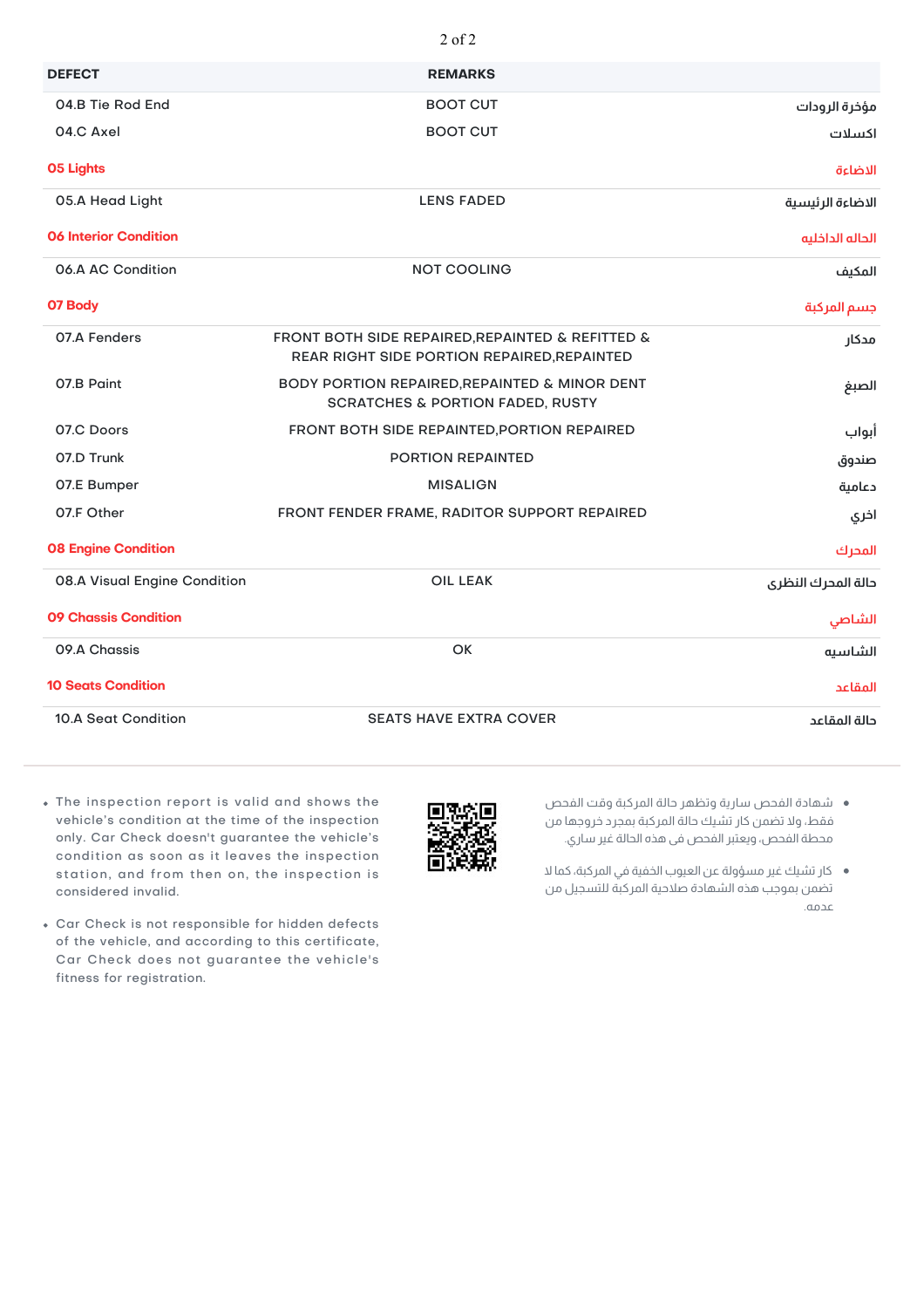| DEFECT | REMARKS | |
|---|---|---|
| 04.B Tie Rod End | BOOT CUT | مؤخرة الرودات |
| 04.C Axel | BOOT CUT | اكسلات |
| **05 Lights** | | **الاضاءة** |
| 05.A Head Light | LENS FADED | الاضاءة الرئيسية |
| **06 Interior Condition** | | **الحاله الداخليه** |
| 06.A AC Condition | NOT COOLING | المكيف |
| **07 Body** | | **جسم المركبة** |
| 07.A Fenders | FRONT BOTH SIDE REPAIRED,REPAINTED & REFITTED & REAR RIGHT SIDE PORTION REPAIRED,REPAINTED | مدكار |
| 07.B Paint | BODY PORTION REPAIRED,REPAINTED & MINOR DENT SCRATCHES & PORTION FADED, RUSTY | الصبغ |
| 07.C Doors | FRONT BOTH SIDE REPAINTED,PORTION REPAIRED | أبواب |
| 07.D Trunk | PORTION REPAINTED | صندوق |
| 07.E Bumper | MISALIGN | دعامية |
| 07.F Other | FRONT FENDER FRAME, RADITOR SUPPORT REPAIRED | اخري |
| **08 Engine Condition** | | **المحرك** |
| 08.A Visual Engine Condition | OIL LEAK | حالة المحرك النظرى |
| **09 Chassis Condition** | | **الشاصي** |
| 09.A Chassis | OK | الشاسيه |
| **10 Seats Condition** | | **المقاعد** |
| 10.A Seat Condition | SEATS HAVE EXTRA COVER | حالة المقاعد |

- The inspection report is valid and shows the vehicle's condition at the time of the inspection only. Car Check doesn't guarantee the vehicle's condition as soon as it leaves the inspection station, and from then on, the inspection is considered invalid.
- Car Check is not responsible for hidden defects of the vehicle, and according to this certificate, Car Check does not guarantee the vehicle's fitness for registration.

- شهادة الفحص سارية وتظهر حالة المركبة وقت الفحص فقط، ولا تضمن كار تشيك حالة المركبة بمجرد خروجها من محطة الفحص، ويعتبر الفحص في هذه الحالة غير ساري.
- كار تشيك غير مسؤولة عن العيوب الخفية في المركبة، كما لا تضمن بموجب هذه الشهادة صلاحية المركبة للتسجيل من عدمه.